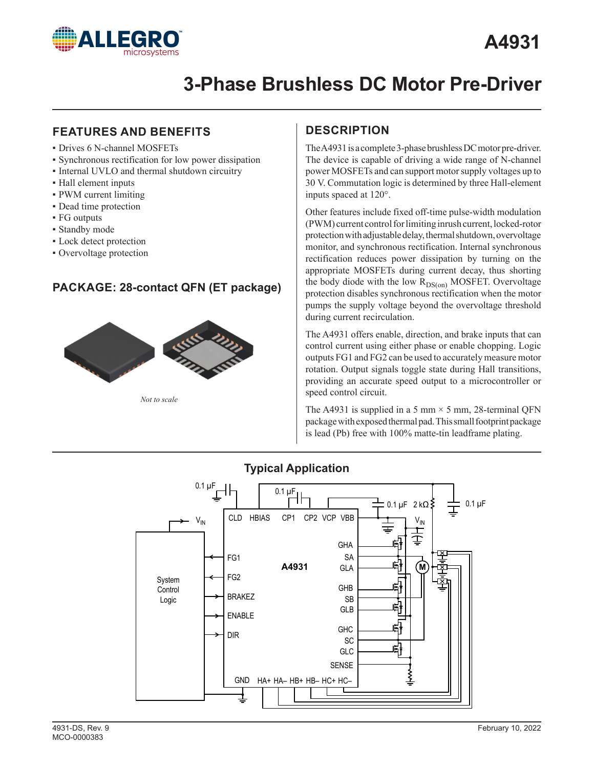# A4931

# 3-Phase Brushless DC Motor Pre-Driver

## FEATURES AND BENEFITS

- Drives 6 N-channel MOSFETs
- Synchronous rectification for low power dissipation
- Internal UVLO and thermal shutdown circuitry
- Hall element inputs
- PWM current limiting
- Dead time protection
- FG outputs
- Standby mode
- Lock detect protection
- Overvoltage protection

## PACKAGE: 28-contact QFN (ET package)

*Not to scale*

## DESCRIPTION

The A4931 is a complete 3-phase brushless DC motor pre-driver. The device is capable of driving a wide range of N-channel power MOSFETs and can support motor supply voltages up to 30 V. Commutation logic is determined by three Hall-element inputs spaced at 120°.

Other features include fixed off-time pulse-width modulation (PWM) current control for limiting inrush current, locked-rotor protection with adjustable delay, thermal shutdown, overvoltage monitor, and synchronous rectification. Internal synchronous rectification reduces power dissipation by turning on the appropriate MOSFETs during current decay, thus shorting the body diode with the low $R_{DS(on)}$ MOSFET. Overvoltage protection disables synchronous rectification when the motor pumps the supply voltage beyond the overvoltage threshold during current recirculation.

The A4931 offers enable, direction, and brake inputs that can control current using either phase or enable chopping. Logic outputs FG1 and FG2 can be used to accurately measure motor rotation. Output signals toggle state during Hall transitions, providing an accurate speed output to a microcontroller or speed control circuit.

The A4931 is supplied in a 5 mm × 5 mm, 28-terminal QFN package with exposed thermal pad. This small footprint package is lead (Pb) free with 100% matte-tin leadframe plating.

## Typical Application

4931-DS, Rev. 9
MCO-0000383

February 10, 2022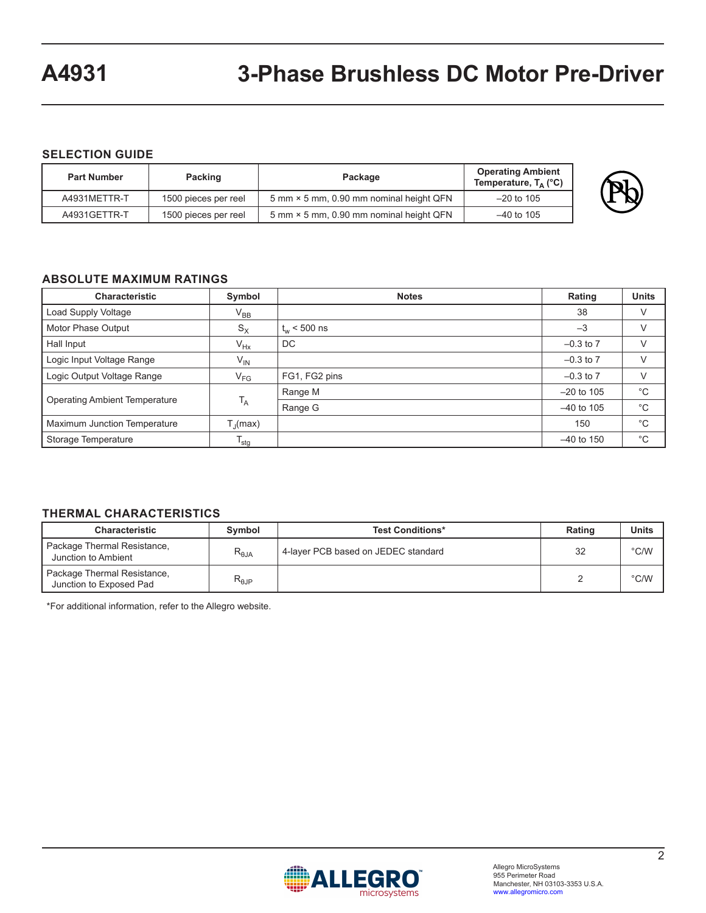## SELECTION GUIDE

| Part Number | Packing | Package | Operating Ambient Temperature, $T_A$ (°C) |
|---|---|---|---|
| A4931METTR-T | 1500 pieces per reel | 5 mm × 5 mm, 0.90 mm nominal height QFN | –20 to 105 |
| A4931GETTR-T | 1500 pieces per reel | 5 mm × 5 mm, 0.90 mm nominal height QFN | –40 to 105 |

## ABSOLUTE MAXIMUM RATINGS

| Characteristic | Symbol | Notes | Rating | Units |
|---|---|---|---|---|
| Load Supply Voltage | $V_{BB}$ | | 38 | V |
| Motor Phase Output | $S_X$ | $t_w$ < 500 ns | –3 | V |
| Hall Input | $V_{Hx}$ | DC | –0.3 to 7 | V |
| Logic Input Voltage Range | $V_{IN}$ | | –0.3 to 7 | V |
| Logic Output Voltage Range | $V_{FG}$ | FG1, FG2 pins | –0.3 to 7 | V |
| Operating Ambient Temperature | $T_A$ | Range M | –20 to 105 | °C |
| | | Range G | –40 to 105 | °C |
| Maximum Junction Temperature | $T_J$(max) | | 150 | °C |
| Storage Temperature | $T_{stg}$ | | –40 to 150 | °C |

## THERMAL CHARACTERISTICS

| Characteristic | Symbol | Test Conditions* | Rating | Units |
|---|---|---|---|---|
| Package Thermal Resistance, Junction to Ambient | $R_{\theta JA}$ | 4-layer PCB based on JEDEC standard | 32 | °C/W |
| Package Thermal Resistance, Junction to Exposed Pad | $R_{\theta JP}$ | | 2 | °C/W |

*For additional information, refer to the Allegro website.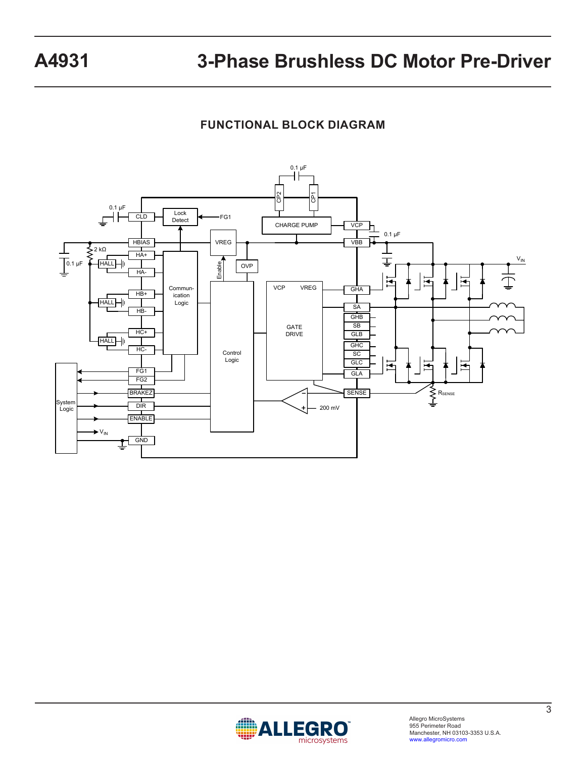## FUNCTIONAL BLOCK DIAGRAM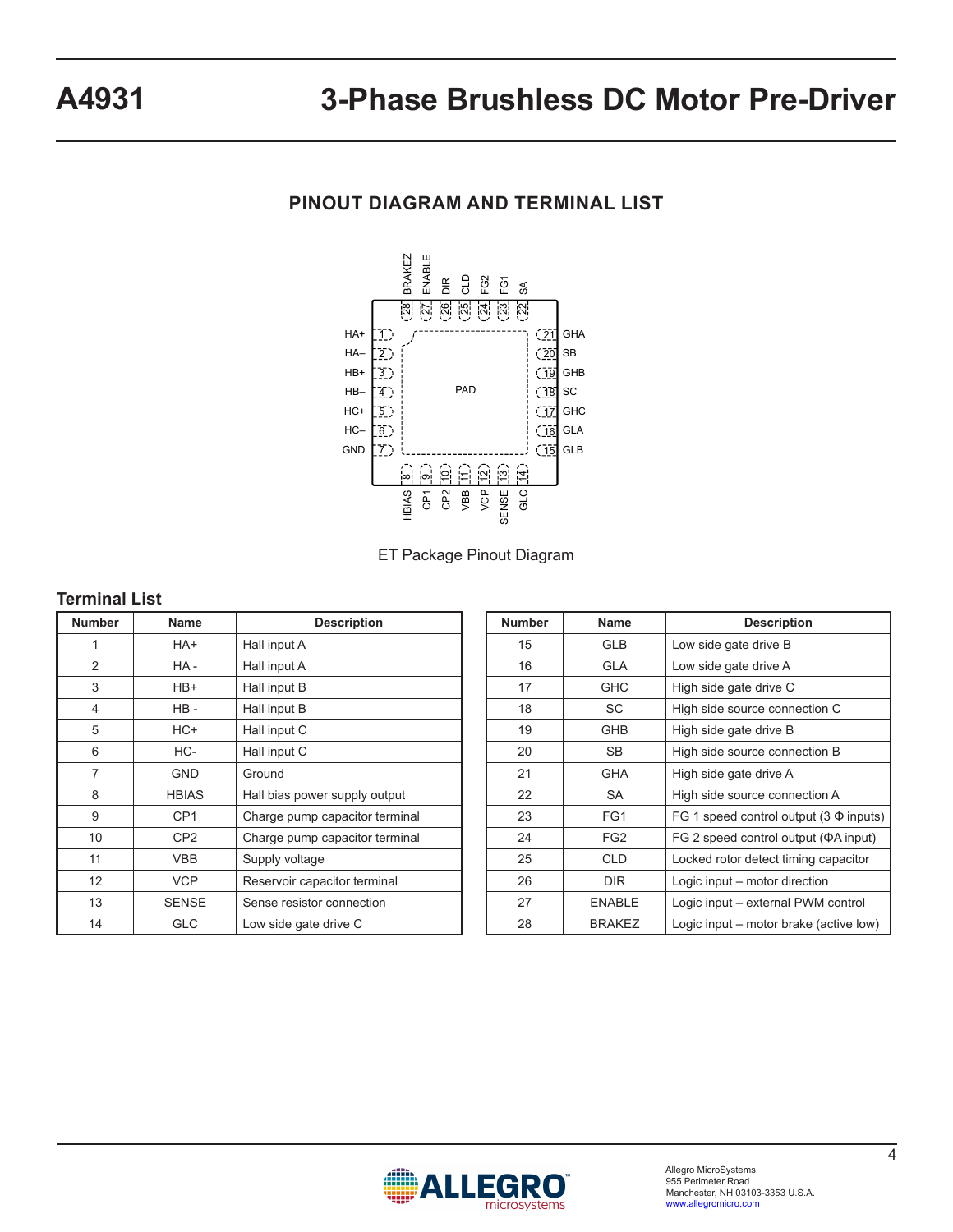## PINOUT DIAGRAM AND TERMINAL LIST

ET Package Pinout Diagram

### Terminal List

| Number | Name | Description |
|---|---|---|
| 1 | HA+ | Hall input A |
| 2 | HA - | Hall input A |
| 3 | HB+ | Hall input B |
| 4 | HB - | Hall input B |
| 5 | HC+ | Hall input C |
| 6 | HC- | Hall input C |
| 7 | GND | Ground |
| 8 | HBIAS | Hall bias power supply output |
| 9 | CP1 | Charge pump capacitor terminal |
| 10 | CP2 | Charge pump capacitor terminal |
| 11 | VBB | Supply voltage |
| 12 | VCP | Reservoir capacitor terminal |
| 13 | SENSE | Sense resistor connection |
| 14 | GLC | Low side gate drive C |

| Number | Name | Description |
|---|---|---|
| 15 | GLB | Low side gate drive B |
| 16 | GLA | Low side gate drive A |
| 17 | GHC | High side gate drive C |
| 18 | SC | High side source connection C |
| 19 | GHB | High side gate drive B |
| 20 | SB | High side source connection B |
| 21 | GHA | High side gate drive A |
| 22 | SA | High side source connection A |
| 23 | FG1 | FG 1 speed control output (3 Φ inputs) |
| 24 | FG2 | FG 2 speed control output (ΦA input) |
| 25 | CLD | Locked rotor detect timing capacitor |
| 26 | DIR | Logic input – motor direction |
| 27 | ENABLE | Logic input – external PWM control |
| 28 | BRAKEZ | Logic input – motor brake (active low) |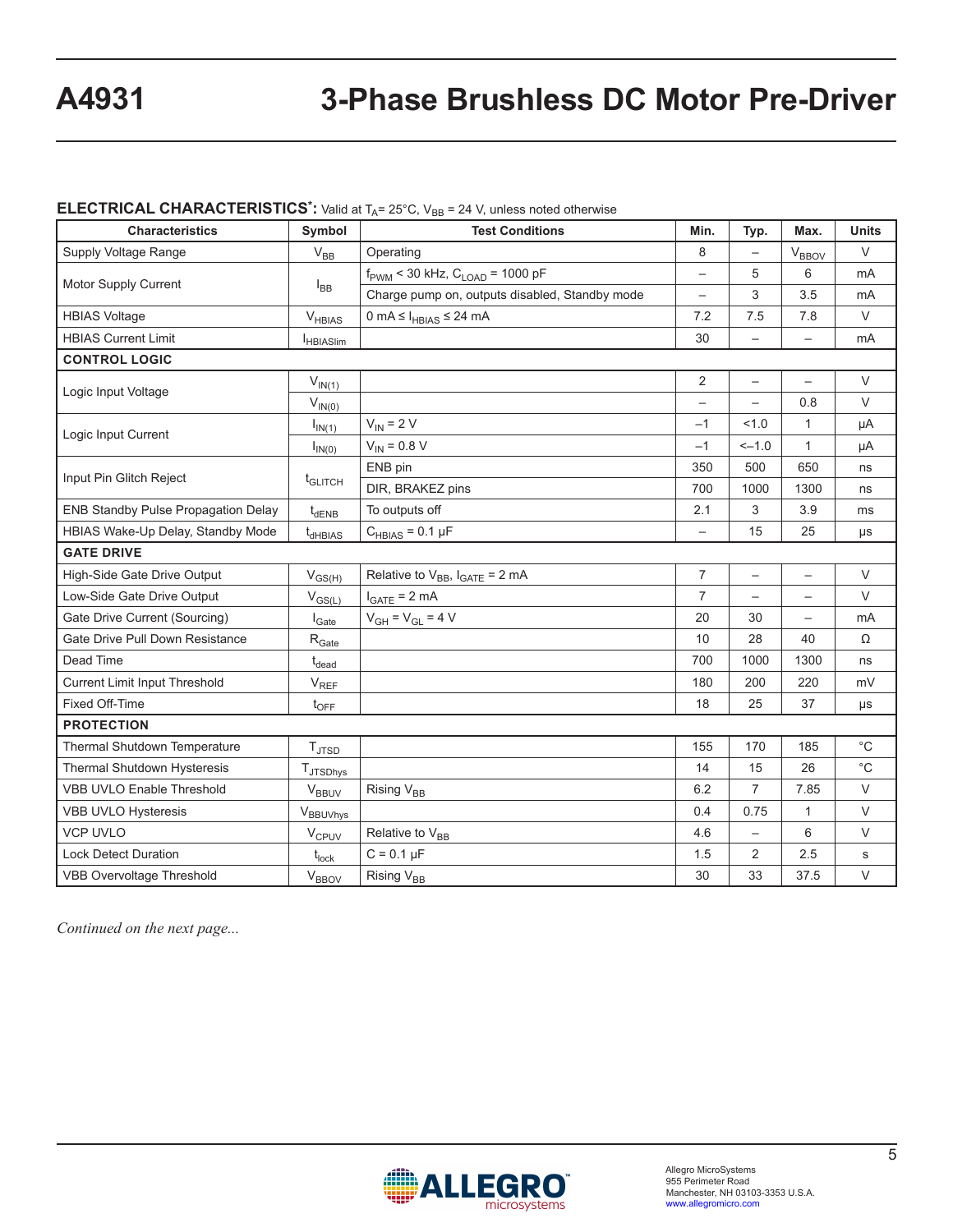**ELECTRICAL CHARACTERISTICS[*]:** Valid at $T_A$= 25°C, $V_{BB}$ = 24 V, unless noted otherwise

| Characteristics | Symbol | Test Conditions | Min. | Typ. | Max. | Units |
|---|---|---|---|---|---|---|
| Supply Voltage Range | $V_{BB}$ | Operating | 8 | – | $V_{BBOV}$ | V |
| Motor Supply Current | $I_{BB}$ | $f_{PWM}$ < 30 kHz, $C_{LOAD}$ = 1000 pF | – | 5 | 6 | mA |
| | | Charge pump on, outputs disabled, Standby mode | – | 3 | 3.5 | mA |
| HBIAS Voltage | $V_{HBIAS}$ | 0 mA ≤ $I_{HBIAS}$ ≤ 24 mA | 7.2 | 7.5 | 7.8 | V |
| HBIAS Current Limit | $I_{HBIASlim}$ | | 30 | – | – | mA |
| **CONTROL LOGIC** | | | | | | |
| Logic Input Voltage | $V_{IN(1)}$ | | 2 | – | – | V |
| | $V_{IN(0)}$ | | – | – | 0.8 | V |
| Logic Input Current | $I_{IN(1)}$ | $V_{IN}$ = 2 V | –1 | <1.0 | 1 | μA |
| | $I_{IN(0)}$ | $V_{IN}$ = 0.8 V | –1 | <–1.0 | 1 | μA |
| Input Pin Glitch Reject | $t_{GLITCH}$ | ENB pin | 350 | 500 | 650 | ns |
| | | DIR, BRAKEZ pins | 700 | 1000 | 1300 | ns |
| ENB Standby Pulse Propagation Delay | $t_{dENB}$ | To outputs off | 2.1 | 3 | 3.9 | ms |
| HBIAS Wake-Up Delay, Standby Mode | $t_{dHBIAS}$ | $C_{HBIAS}$ = 0.1 μF | – | 15 | 25 | μs |
| **GATE DRIVE** | | | | | | |
| High-Side Gate Drive Output | $V_{GS(H)}$ | Relative to $V_{BB}$, $I_{GATE}$ = 2 mA | 7 | – | – | V |
| Low-Side Gate Drive Output | $V_{GS(L)}$ | $I_{GATE}$ = 2 mA | 7 | – | – | V |
| Gate Drive Current (Sourcing) | $I_{Gate}$ | $V_{GH}$ = $V_{GL}$ = 4 V | 20 | 30 | – | mA |
| Gate Drive Pull Down Resistance | $R_{Gate}$ | | 10 | 28 | 40 | Ω |
| Dead Time | $t_{dead}$ | | 700 | 1000 | 1300 | ns |
| Current Limit Input Threshold | $V_{REF}$ | | 180 | 200 | 220 | mV |
| Fixed Off-Time | $t_{OFF}$ | | 18 | 25 | 37 | μs |
| **PROTECTION** | | | | | | |
| Thermal Shutdown Temperature | $T_{JTSD}$ | | 155 | 170 | 185 | °C |
| Thermal Shutdown Hysteresis | $T_{JTSDhys}$ | | 14 | 15 | 26 | °C |
| VBB UVLO Enable Threshold | $V_{BBUV}$ | Rising $V_{BB}$ | 6.2 | 7 | 7.85 | V |
| VBB UVLO Hysteresis | $V_{BBUVhys}$ | | 0.4 | 0.75 | 1 | V |
| VCP UVLO | $V_{CPUV}$ | Relative to $V_{BB}$ | 4.6 | – | 6 | V |
| Lock Detect Duration | $t_{lock}$ | C = 0.1 μF | 1.5 | 2 | 2.5 | s |
| VBB Overvoltage Threshold | $V_{BBOV}$ | Rising $V_{BB}$ | 30 | 33 | 37.5 | V |

*Continued on the next page...*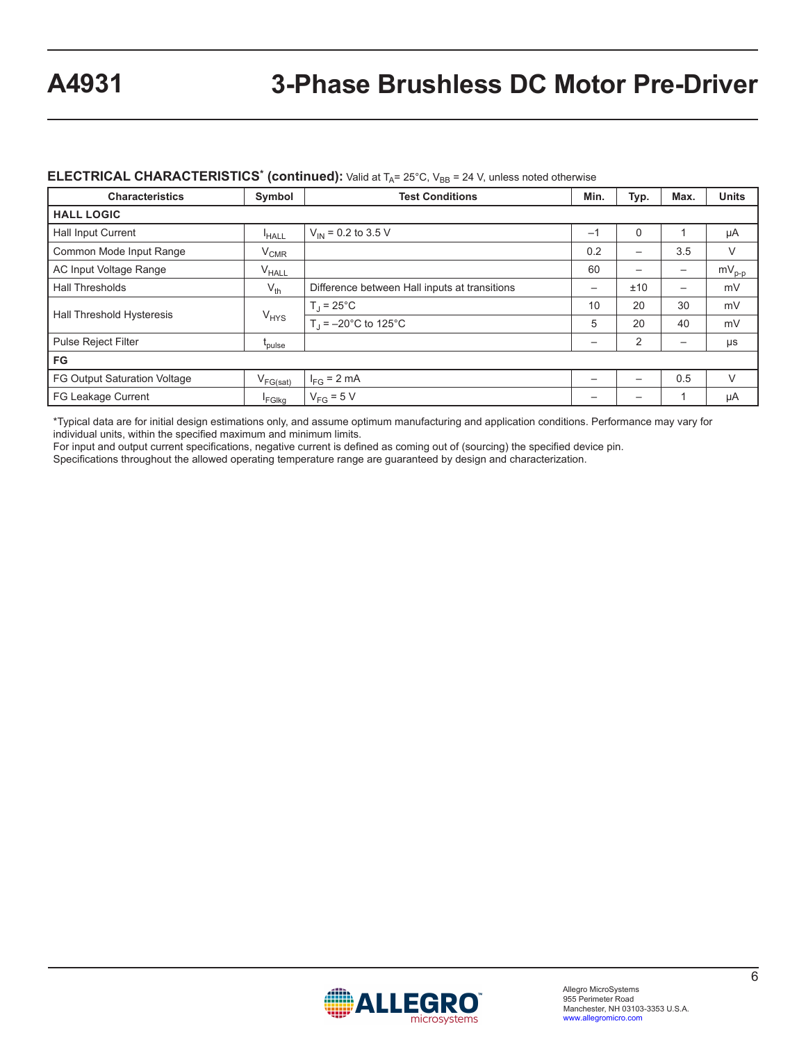**ELECTRICAL CHARACTERISTICS* (continued):** Valid at $T_A$= 25°C, $V_{BB}$ = 24 V, unless noted otherwise

| Characteristics | Symbol | Test Conditions | Min. | Typ. | Max. | Units |
|---|---|---|---|---|---|---|
| **HALL LOGIC** | | | | | | |
| Hall Input Current | $I_{HALL}$ | $V_{IN}$ = 0.2 to 3.5 V | –1 | 0 | 1 | μA |
| Common Mode Input Range | $V_{CMR}$ | | 0.2 | – | 3.5 | V |
| AC Input Voltage Range | $V_{HALL}$ | | 60 | – | – | $mV_{p-p}$ |
| Hall Thresholds | $V_{th}$ | Difference between Hall inputs at transitions | – | ±10 | – | mV |
| Hall Threshold Hysteresis | $V_{HYS}$ | $T_J$ = 25°C | 10 | 20 | 30 | mV |
| | | $T_J$ = –20°C to 125°C | 5 | 20 | 40 | mV |
| Pulse Reject Filter | $t_{pulse}$ | | – | 2 | – | μs |
| **FG** | | | | | | |
| FG Output Saturation Voltage | $V_{FG(sat)}$ | $I_{FG}$ = 2 mA | – | – | 0.5 | V |
| FG Leakage Current | $I_{FGlkg}$ | $V_{FG}$ = 5 V | – | – | 1 | μA |

*Typical data are for initial design estimations only, and assume optimum manufacturing and application conditions. Performance may vary for individual units, within the specified maximum and minimum limits.
For input and output current specifications, negative current is defined as coming out of (sourcing) the specified device pin.
Specifications throughout the allowed operating temperature range are guaranteed by design and characterization.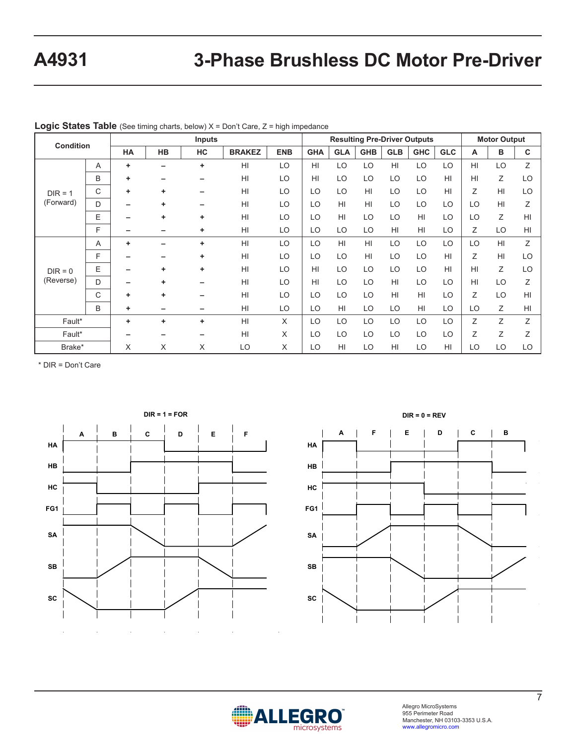**Logic States Table** (See timing charts, below) X = Don't Care, Z = high impedance

| Condition | | Inputs | | | | | Resulting Pre-Driver Outputs | | | | | | Motor Output | | |
|---|---|---|---|---|---|---|---|---|---|---|---|---|---|---|---|
| | | HA | HB | HC | BRAKEZ | ENB | GHA | GLA | GHB | GLB | GHC | GLC | A | B | C |
| DIR = 1 (Forward) | A | + | – | + | HI | LO | HI | LO | LO | HI | LO | LO | HI | LO | Z |
| | B | + | – | – | HI | LO | HI | LO | LO | LO | LO | HI | HI | Z | LO |
| | C | + | + | – | HI | LO | LO | LO | HI | LO | LO | HI | Z | HI | LO |
| | D | – | + | – | HI | LO | LO | HI | HI | LO | LO | LO | LO | HI | Z |
| | E | – | + | + | HI | LO | LO | HI | LO | LO | HI | LO | LO | Z | HI |
| | F | – | – | + | HI | LO | LO | LO | LO | HI | HI | LO | Z | LO | HI |
| DIR = 0 (Reverse) | A | + | – | + | HI | LO | LO | HI | HI | LO | LO | LO | LO | HI | Z |
| | F | – | – | + | HI | LO | LO | LO | HI | LO | LO | HI | Z | HI | LO |
| | E | – | + | + | HI | LO | HI | LO | LO | LO | LO | HI | HI | Z | LO |
| | D | – | + | – | HI | LO | HI | LO | LO | HI | LO | LO | HI | LO | Z |
| | C | + | + | – | HI | LO | LO | LO | LO | HI | HI | LO | Z | LO | HI |
| | B | + | – | – | HI | LO | LO | HI | LO | LO | HI | LO | LO | Z | HI |
| Fault* | | + | + | + | HI | X | LO | LO | LO | LO | LO | LO | Z | Z | Z |
| Fault* | | – | – | – | HI | X | LO | LO | LO | LO | LO | LO | Z | Z | Z |
| Brake* | | X | X | X | LO | X | LO | HI | LO | HI | LO | HI | LO | LO | LO |

\* DIR = Don't Care

DIR = 1 = FOR

DIR = 0 = REV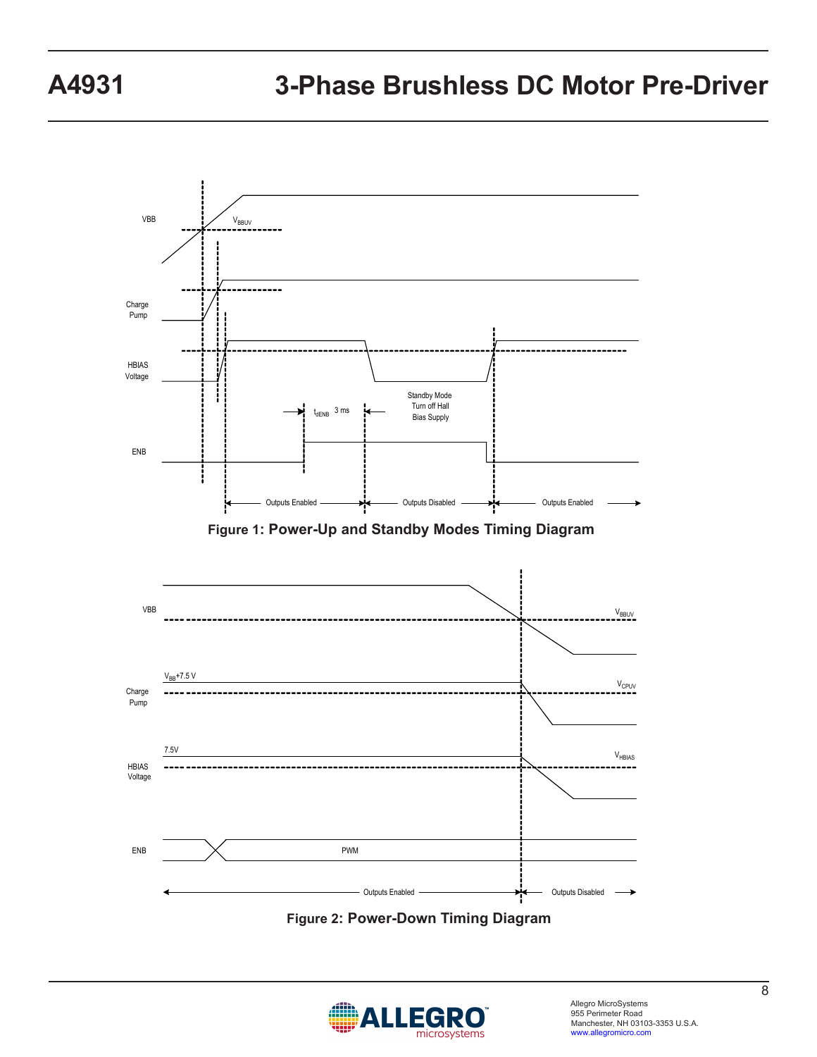VBB

$V_{BBUV}$

Charge Pump

HBIAS Voltage

$t_{dENB}$ 3 ms

Standby Mode Turn off Hall Bias Supply

ENB

Outputs Enabled

Outputs Disabled

Outputs Enabled

**Figure 1: Power-Up and Standby Modes Timing Diagram**

VBB

$V_{BBUV}$

$V_{BB}$+7.5 V

Charge Pump

$V_{CPUV}$

7.5V

HBIAS Voltage

$V_{HBIAS}$

ENB

PWM

Outputs Enabled

Outputs Disabled

**Figure 2: Power-Down Timing Diagram**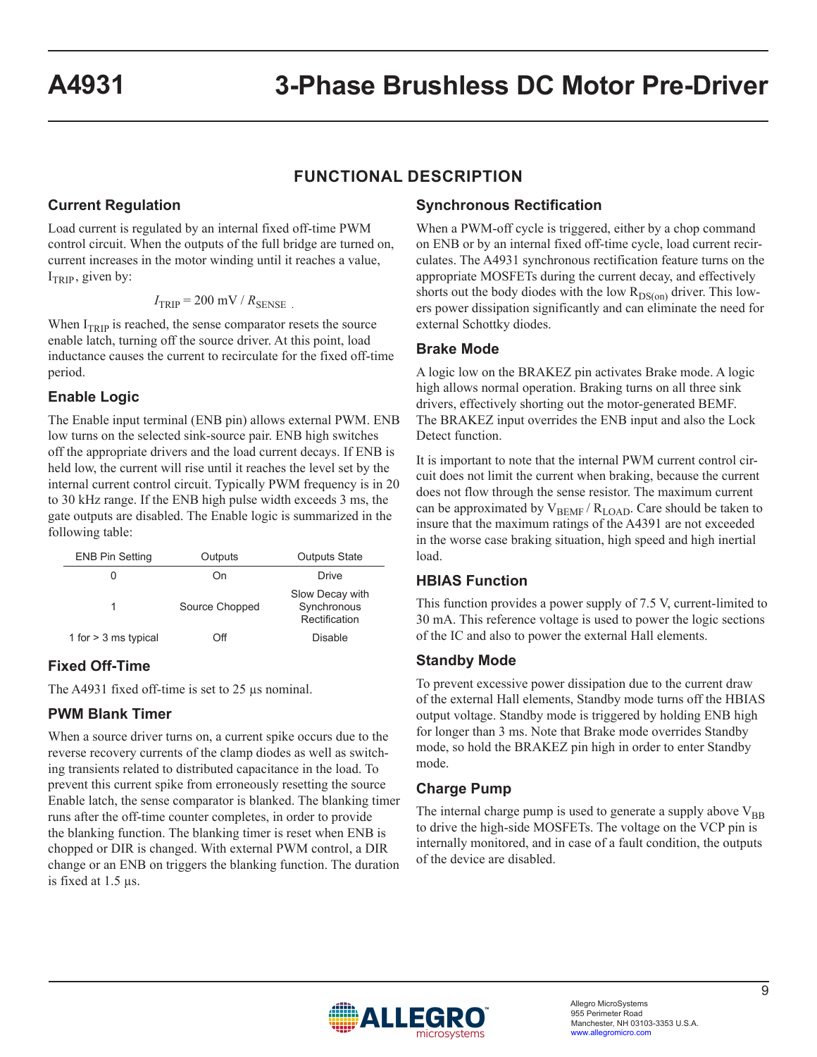## FUNCTIONAL DESCRIPTION

### Current Regulation

Load current is regulated by an internal fixed off-time PWM control circuit. When the outputs of the full bridge are turned on, current increases in the motor winding until it reaches a value, $I_{TRIP}$, given by:

$$I_{TRIP} = 200 \text{ mV} / R_{SENSE}$$

When $I_{TRIP}$ is reached, the sense comparator resets the source enable latch, turning off the source driver. At this point, load inductance causes the current to recirculate for the fixed off-time period.

### Enable Logic

The Enable input terminal (ENB pin) allows external PWM. ENB low turns on the selected sink-source pair. ENB high switches off the appropriate drivers and the load current decays. If ENB is held low, the current will rise until it reaches the level set by the internal current control circuit. Typically PWM frequency is in 20 to 30 kHz range. If the ENB high pulse width exceeds 3 ms, the gate outputs are disabled. The Enable logic is summarized in the following table:

| ENB Pin Setting | Outputs | Outputs State |
|---|---|---|
| 0 | On | Drive |
| 1 | Source Chopped | Slow Decay with Synchronous Rectification |
| 1 for > 3 ms typical | Off | Disable |

### Fixed Off-Time

The A4931 fixed off-time is set to 25 µs nominal.

### PWM Blank Timer

When a source driver turns on, a current spike occurs due to the reverse recovery currents of the clamp diodes as well as switching transients related to distributed capacitance in the load. To prevent this current spike from erroneously resetting the source Enable latch, the sense comparator is blanked. The blanking timer runs after the off-time counter completes, in order to provide the blanking function. The blanking timer is reset when ENB is chopped or DIR is changed. With external PWM control, a DIR change or an ENB on triggers the blanking function. The duration is fixed at 1.5 µs.

### Synchronous Rectification

When a PWM-off cycle is triggered, either by a chop command on ENB or by an internal fixed off-time cycle, load current recirculates. The A4931 synchronous rectification feature turns on the appropriate MOSFETs during the current decay, and effectively shorts out the body diodes with the low $R_{DS(on)}$ driver. This lowers power dissipation significantly and can eliminate the need for external Schottky diodes.

### Brake Mode

A logic low on the BRAKEZ pin activates Brake mode. A logic high allows normal operation. Braking turns on all three sink drivers, effectively shorting out the motor-generated BEMF. The BRAKEZ input overrides the ENB input and also the Lock Detect function.

It is important to note that the internal PWM current control circuit does not limit the current when braking, because the current does not flow through the sense resistor. The maximum current can be approximated by $V_{BEMF} / R_{LOAD}$. Care should be taken to insure that the maximum ratings of the A4391 are not exceeded in the worse case braking situation, high speed and high inertial load.

### HBIAS Function

This function provides a power supply of 7.5 V, current-limited to 30 mA. This reference voltage is used to power the logic sections of the IC and also to power the external Hall elements.

### Standby Mode

To prevent excessive power dissipation due to the current draw of the external Hall elements, Standby mode turns off the HBIAS output voltage. Standby mode is triggered by holding ENB high for longer than 3 ms. Note that Brake mode overrides Standby mode, so hold the BRAKEZ pin high in order to enter Standby mode.

### Charge Pump

The internal charge pump is used to generate a supply above $V_{BB}$ to drive the high-side MOSFETs. The voltage on the VCP pin is internally monitored, and in case of a fault condition, the outputs of the device are disabled.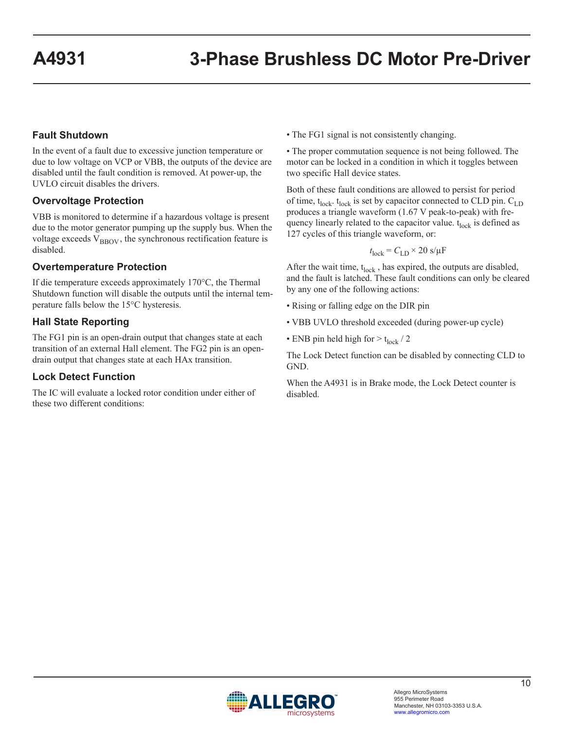## Fault Shutdown

In the event of a fault due to excessive junction temperature or due to low voltage on VCP or VBB, the outputs of the device are disabled until the fault condition is removed. At power-up, the UVLO circuit disables the drivers.

## Overvoltage Protection

VBB is monitored to determine if a hazardous voltage is present due to the motor generator pumping up the supply bus. When the voltage exceeds $V_{BBOV}$, the synchronous rectification feature is disabled.

## Overtemperature Protection

If die temperature exceeds approximately 170°C, the Thermal Shutdown function will disable the outputs until the internal temperature falls below the 15°C hysteresis.

## Hall State Reporting

The FG1 pin is an open-drain output that changes state at each transition of an external Hall element. The FG2 pin is an open-drain output that changes state at each HAx transition.

## Lock Detect Function

The IC will evaluate a locked rotor condition under either of these two different conditions:

- The FG1 signal is not consistently changing.
- The proper commutation sequence is not being followed. The motor can be locked in a condition in which it toggles between two specific Hall device states.

Both of these fault conditions are allowed to persist for period of time, $t_{lock}$. $t_{lock}$ is set by capacitor connected to CLD pin. $C_{LD}$ produces a triangle waveform (1.67 V peak-to-peak) with frequency linearly related to the capacitor value. $t_{lock}$ is defined as 127 cycles of this triangle waveform, or:

$$t_{lock} = C_{LD} \times 20 \text{ s/µF}$$

After the wait time, $t_{lock}$ , has expired, the outputs are disabled, and the fault is latched. These fault conditions can only be cleared by any one of the following actions:

- Rising or falling edge on the DIR pin
- VBB UVLO threshold exceeded (during power-up cycle)
- ENB pin held high for > $t_{lock}$ / 2

The Lock Detect function can be disabled by connecting CLD to GND.

When the A4931 is in Brake mode, the Lock Detect counter is disabled.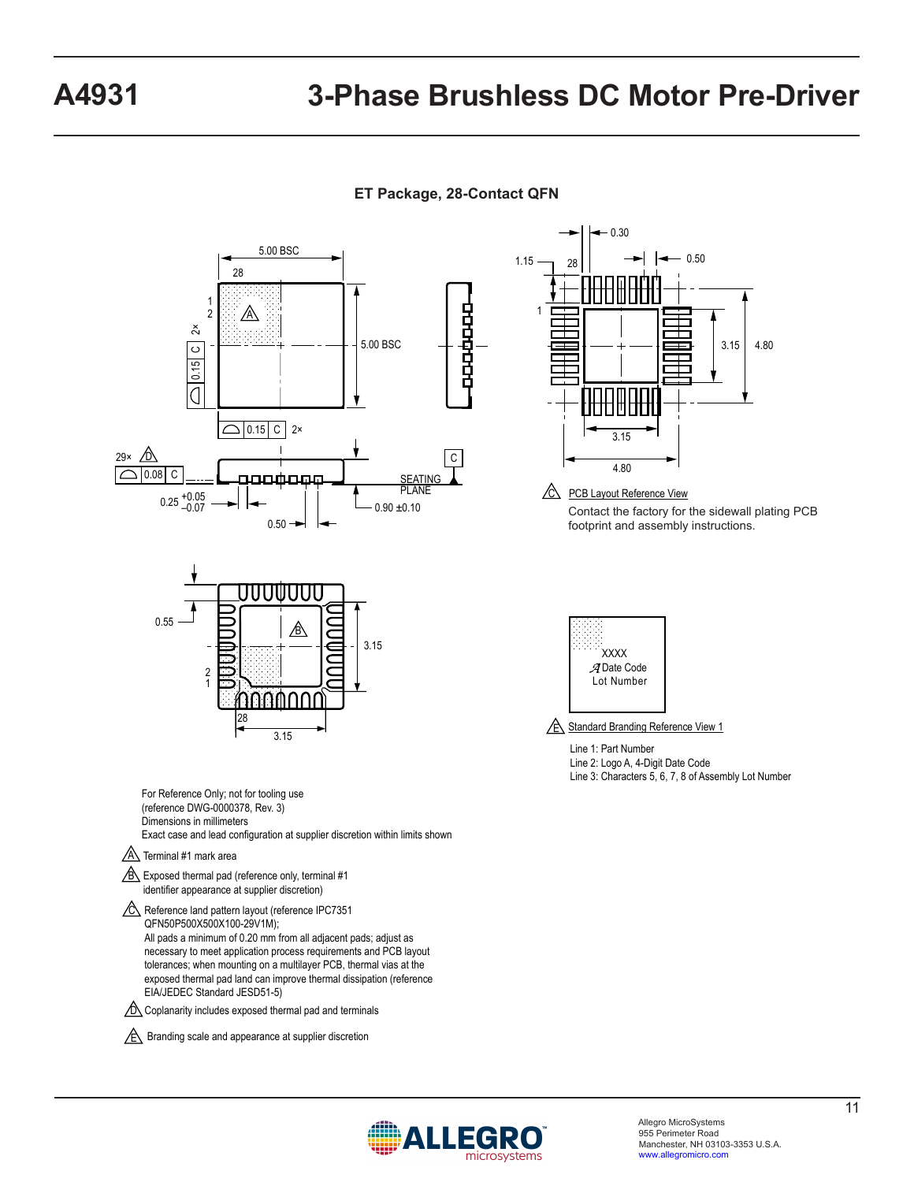## ET Package, 28-Contact QFN

5.00 BSC

28

1

2

A

2×

0.15 C

5.00 BSC

0.15 C 2×

29× D

0.08 C

C

SEATING PLANE

0.25 +0.05 –0.07

0.50

0.90 ±0.10

0.55

B

3.15

2

1

28

3.15

0.30

1.15

28

0.50

1

3.15

4.80

3.15

4.80

C PCB Layout Reference View

Contact the factory for the sidewall plating PCB footprint and assembly instructions.

XXXX
Date Code
Lot Number

E Standard Branding Reference View 1

Line 1: Part Number
Line 2: Logo A, 4-Digit Date Code
Line 3: Characters 5, 6, 7, 8 of Assembly Lot Number

For Reference Only; not for tooling use
(reference DWG-0000378, Rev. 3)
Dimensions in millimeters
Exact case and lead configuration at supplier discretion within limits shown

A Terminal #1 mark area

B Exposed thermal pad (reference only, terminal #1 identifier appearance at supplier discretion)

C Reference land pattern layout (reference IPC7351 QFN50P500X500X100-29V1M);
All pads a minimum of 0.20 mm from all adjacent pads; adjust as necessary to meet application process requirements and PCB layout tolerances; when mounting on a multilayer PCB, thermal vias at the exposed thermal pad land can improve thermal dissipation (reference EIA/JEDEC Standard JESD51-5)

D Coplanarity includes exposed thermal pad and terminals

E Branding scale and appearance at supplier discretion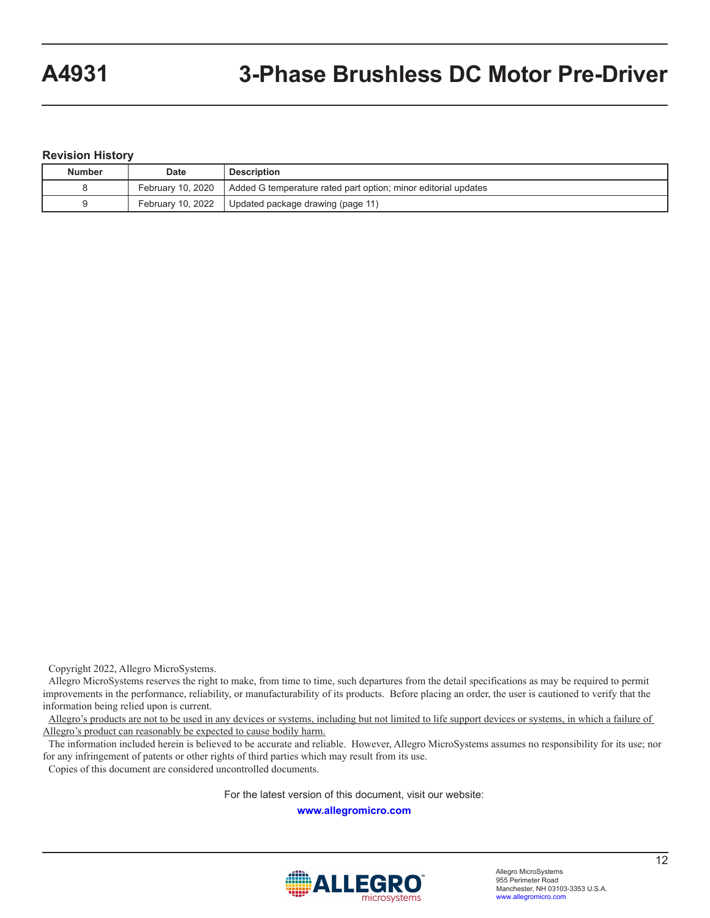#### Revision History

| Number | Date | Description |
|---|---|---|
| 8 | February 10, 2020 | Added G temperature rated part option; minor editorial updates |
| 9 | February 10, 2022 | Updated package drawing (page 11) |

Copyright 2022, Allegro MicroSystems.

Allegro MicroSystems reserves the right to make, from time to time, such departures from the detail specifications as may be required to permit improvements in the performance, reliability, or manufacturability of its products. Before placing an order, the user is cautioned to verify that the information being relied upon is current.

Allegro's products are not to be used in any devices or systems, including but not limited to life support devices or systems, in which a failure of Allegro's product can reasonably be expected to cause bodily harm.

The information included herein is believed to be accurate and reliable. However, Allegro MicroSystems assumes no responsibility for its use; nor for any infringement of patents or other rights of third parties which may result from its use.

Copies of this document are considered uncontrolled documents.

For the latest version of this document, visit our website:

**www.allegromicro.com**

Allegro MicroSystems
955 Perimeter Road
Manchester, NH 03103-3353 U.S.A.
www.allegromicro.com